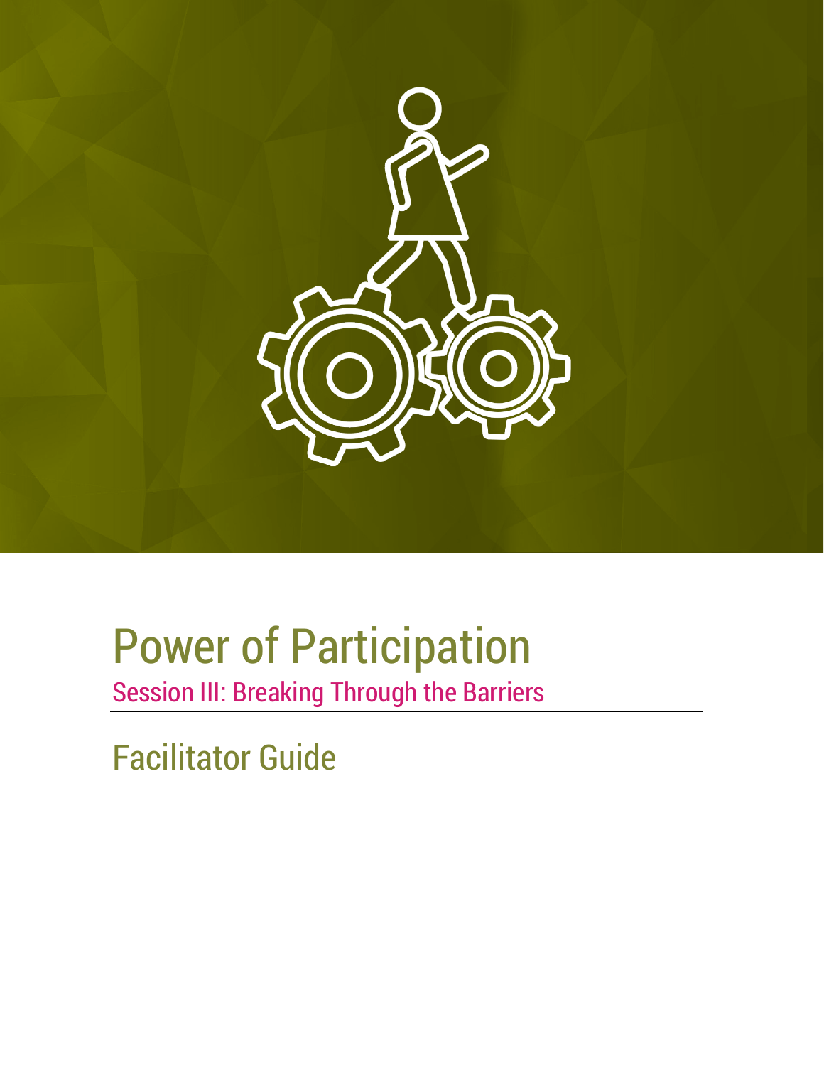# Power of Participation

## Session III: Breaking Through the Barriers

## Facilitator Guide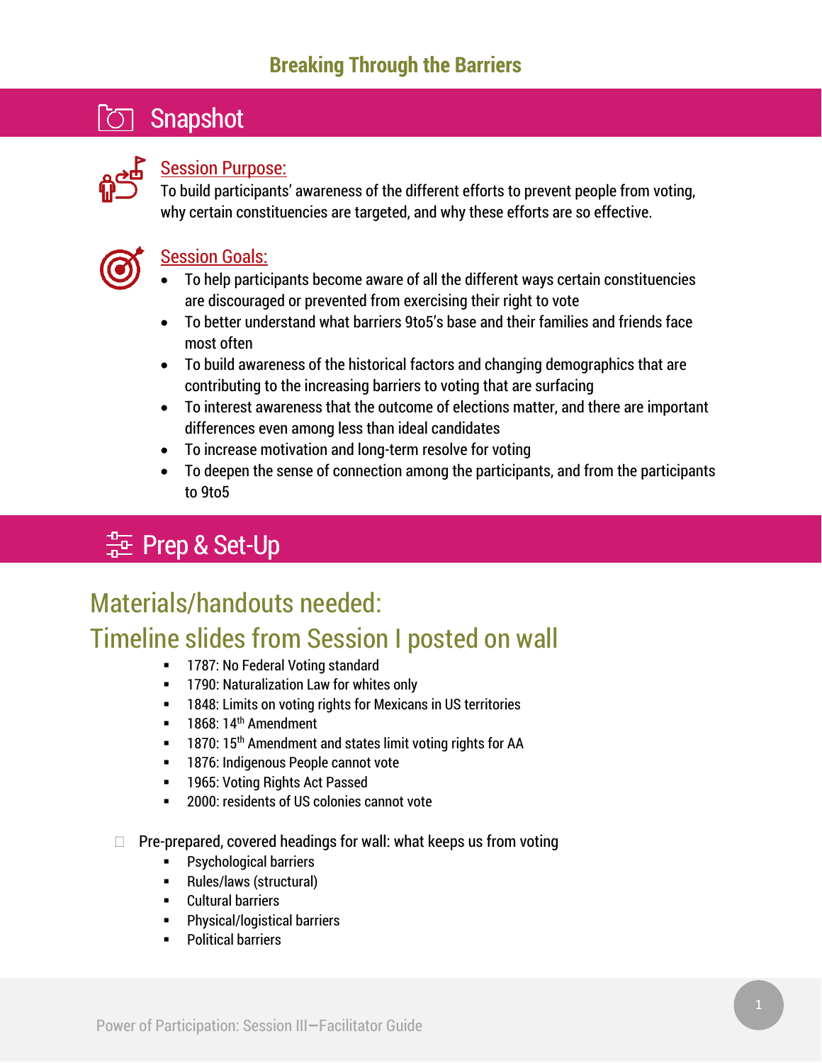# Breaking Through the Barriers

## Snapshot

**Session Purpose:**
To build participants' awareness of the different efforts to prevent people from voting, why certain constituencies are targeted, and why these efforts are so effective.

**Session Goals:**

- To help participants become aware of all the different ways certain constituencies are discouraged or prevented from exercising their right to vote
- To better understand what barriers 9to5's base and their families and friends face most often
- To build awareness of the historical factors and changing demographics that are contributing to the increasing barriers to voting that are surfacing
- To interest awareness that the outcome of elections matter, and there are important differences even among less than ideal candidates
- To increase motivation and long-term resolve for voting
- To deepen the sense of connection among the participants, and from the participants to 9to5

## Prep & Set-Up

### Materials/handouts needed:

### Timeline slides from Session I posted on wall

- 1787: No Federal Voting standard
- 1790: Naturalization Law for whites only
- 1848: Limits on voting rights for Mexicans in US territories
- 1868: 14th Amendment
- 1870: 15th Amendment and states limit voting rights for AA
- 1876: Indigenous People cannot vote
- 1965: Voting Rights Act Passed
- 2000: residents of US colonies cannot vote

- [ ] Pre-prepared, covered headings for wall: what keeps us from voting
  - Psychological barriers
  - Rules/laws (structural)
  - Cultural barriers
  - Physical/logistical barriers
  - Political barriers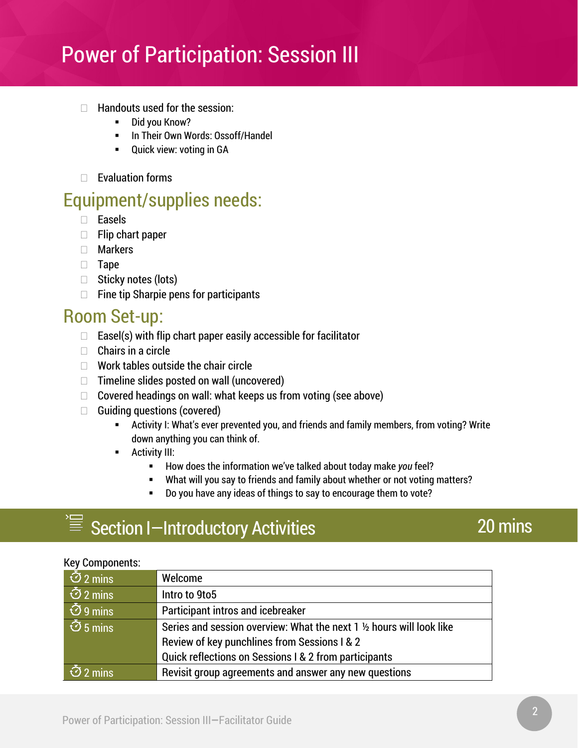- Handouts used for the session:
  - Did you Know?
  - In Their Own Words: Ossoff/Handel
  - Quick view: voting in GA
- Evaluation forms

## Equipment/supplies needs:

- Easels
- Flip chart paper
- Markers
- Tape
- Sticky notes (lots)
- Fine tip Sharpie pens for participants

## Room Set-up:

- Easel(s) with flip chart paper easily accessible for facilitator
- Chairs in a circle
- Work tables outside the chair circle
- Timeline slides posted on wall (uncovered)
- Covered headings on wall: what keeps us from voting (see above)
- Guiding questions (covered)
  - Activity I: What's ever prevented you, and friends and family members, from voting? Write down anything you can think of.
  - Activity III:
    - How does the information we've talked about today make *you* feel?
    - What will you say to friends and family about whether or not voting matters?
    - Do you have any ideas of things to say to encourage them to vote?

## Section I—Introductory Activities — 20 mins

Key Components:

| Time | Component |
| --- | --- |
| 2 mins | Welcome |
| 2 mins | Intro to 9to5 |
| 9 mins | Participant intros and icebreaker |
| 5 mins | Series and session overview: What the next 1 ½ hours will look like<br>Review of key punchlines from Sessions I & 2<br>Quick reflections on Sessions I & 2 from participants |
| 2 mins | Revisit group agreements and answer any new questions |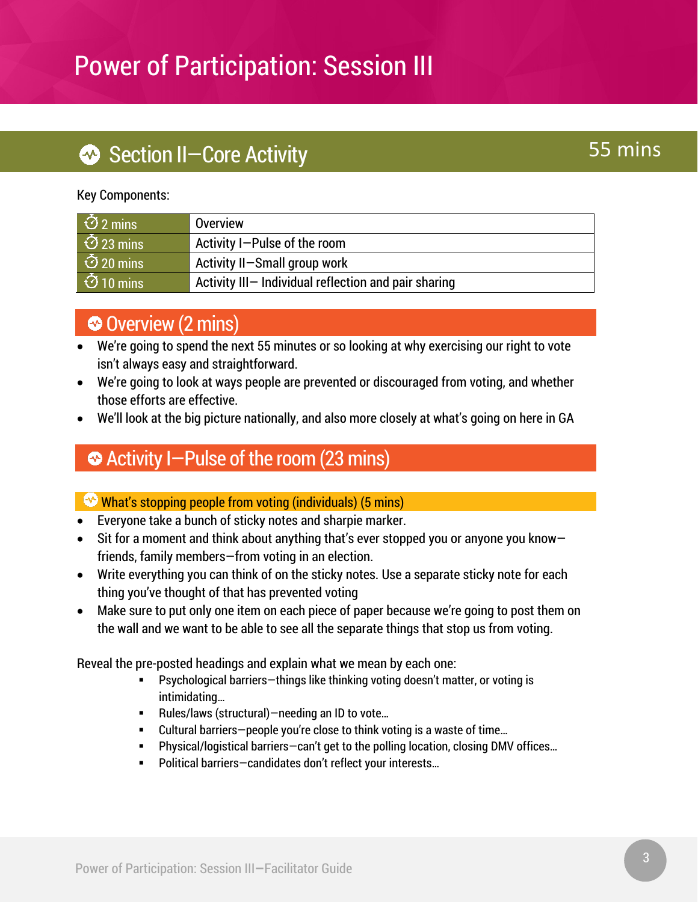# Power of Participation: Session III

## Section II—Core Activity 55 mins

Key Components:

| | |
|---|---|
| 2 mins | Overview |
| 23 mins | Activity I—Pulse of the room |
| 20 mins | Activity II—Small group work |
| 10 mins | Activity III— Individual reflection and pair sharing |

### Overview (2 mins)

- We're going to spend the next 55 minutes or so looking at why exercising our right to vote isn't always easy and straightforward.
- We're going to look at ways people are prevented or discouraged from voting, and whether those efforts are effective.
- We'll look at the big picture nationally, and also more closely at what's going on here in GA

### Activity I—Pulse of the room (23 mins)

#### What's stopping people from voting (individuals) (5 mins)

- Everyone take a bunch of sticky notes and sharpie marker.
- Sit for a moment and think about anything that's ever stopped you or anyone you know—friends, family members—from voting in an election.
- Write everything you can think of on the sticky notes. Use a separate sticky note for each thing you've thought of that has prevented voting
- Make sure to put only one item on each piece of paper because we're going to post them on the wall and we want to be able to see all the separate things that stop us from voting.

Reveal the pre-posted headings and explain what we mean by each one:

- Psychological barriers—things like thinking voting doesn't matter, or voting is intimidating…
- Rules/laws (structural)—needing an ID to vote…
- Cultural barriers—people you're close to think voting is a waste of time…
- Physical/logistical barriers—can't get to the polling location, closing DMV offices…
- Political barriers—candidates don't reflect your interests…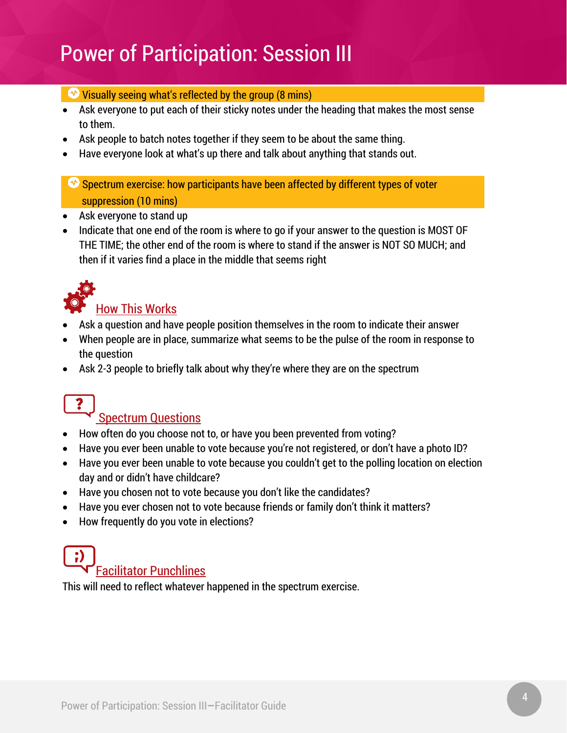# Power of Participation: Session III

### Visually seeing what's reflected by the group (8 mins)

- Ask everyone to put each of their sticky notes under the heading that makes the most sense to them.
- Ask people to batch notes together if they seem to be about the same thing.
- Have everyone look at what's up there and talk about anything that stands out.

### Spectrum exercise: how participants have been affected by different types of voter suppression (10 mins)

- Ask everyone to stand up
- Indicate that one end of the room is where to go if your answer to the question is MOST OF THE TIME; the other end of the room is where to stand if the answer is NOT SO MUCH; and then if it varies find a place in the middle that seems right

#### How This Works

- Ask a question and have people position themselves in the room to indicate their answer
- When people are in place, summarize what seems to be the pulse of the room in response to the question
- Ask 2-3 people to briefly talk about why they're where they are on the spectrum

#### Spectrum Questions

- How often do you choose not to, or have you been prevented from voting?
- Have you ever been unable to vote because you're not registered, or don't have a photo ID?
- Have you ever been unable to vote because you couldn't get to the polling location on election day and or didn't have childcare?
- Have you chosen not to vote because you don't like the candidates?
- Have you ever chosen not to vote because friends or family don't think it matters?
- How frequently do you vote in elections?

#### Facilitator Punchlines

This will need to reflect whatever happened in the spectrum exercise.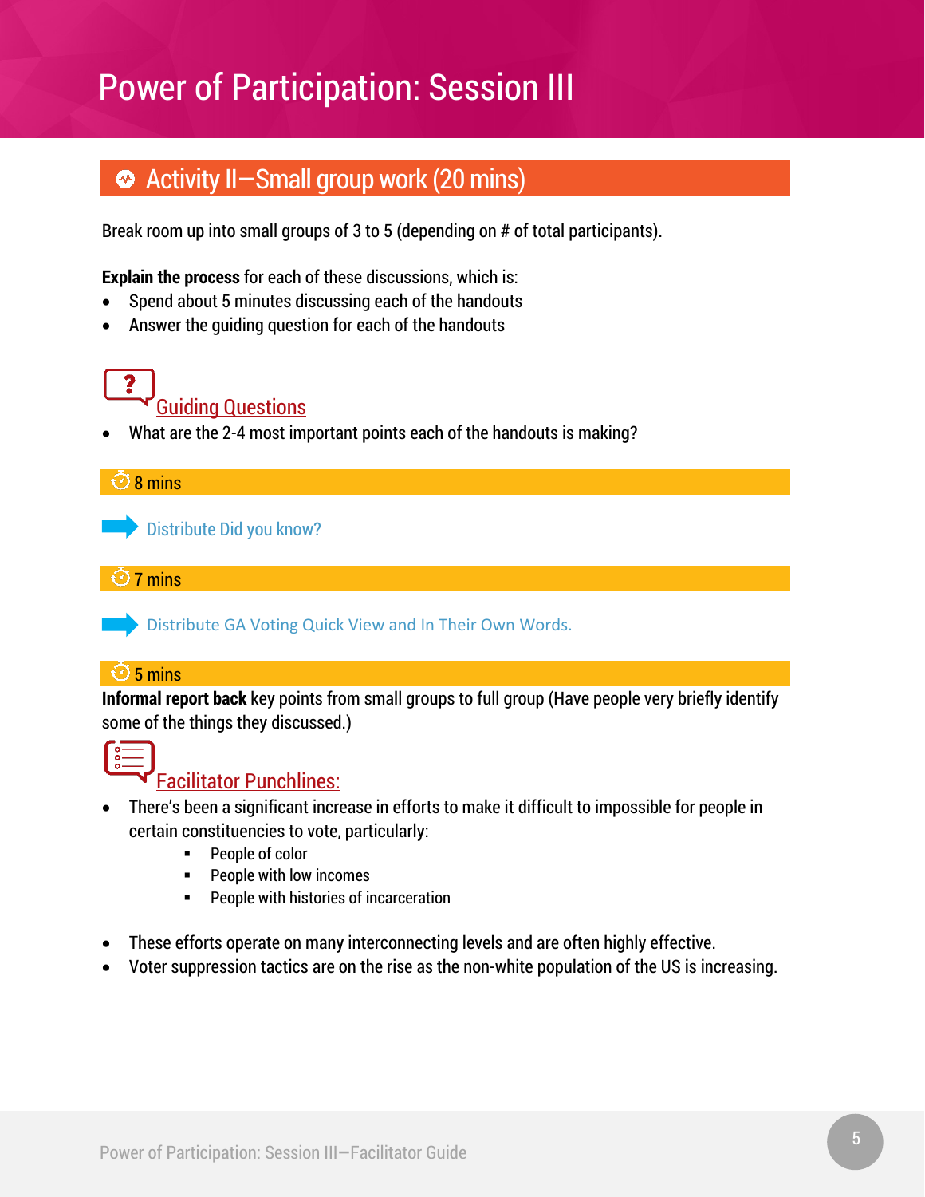# Power of Participation: Session III

## Activity II—Small group work (20 mins)

Break room up into small groups of 3 to 5 (depending on # of total participants).

**Explain the process** for each of these discussions, which is:

- Spend about 5 minutes discussing each of the handouts
- Answer the guiding question for each of the handouts

### Guiding Questions

- What are the 2-4 most important points each of the handouts is making?

**8 mins**

Distribute Did you know?

**7 mins**

Distribute GA Voting Quick View and In Their Own Words.

**5 mins**

**Informal report back** key points from small groups to full group (Have people very briefly identify some of the things they discussed.)

### Facilitator Punchlines:

- There's been a significant increase in efforts to make it difficult to impossible for people in certain constituencies to vote, particularly:
  - People of color
  - People with low incomes
  - People with histories of incarceration
- These efforts operate on many interconnecting levels and are often highly effective.
- Voter suppression tactics are on the rise as the non-white population of the US is increasing.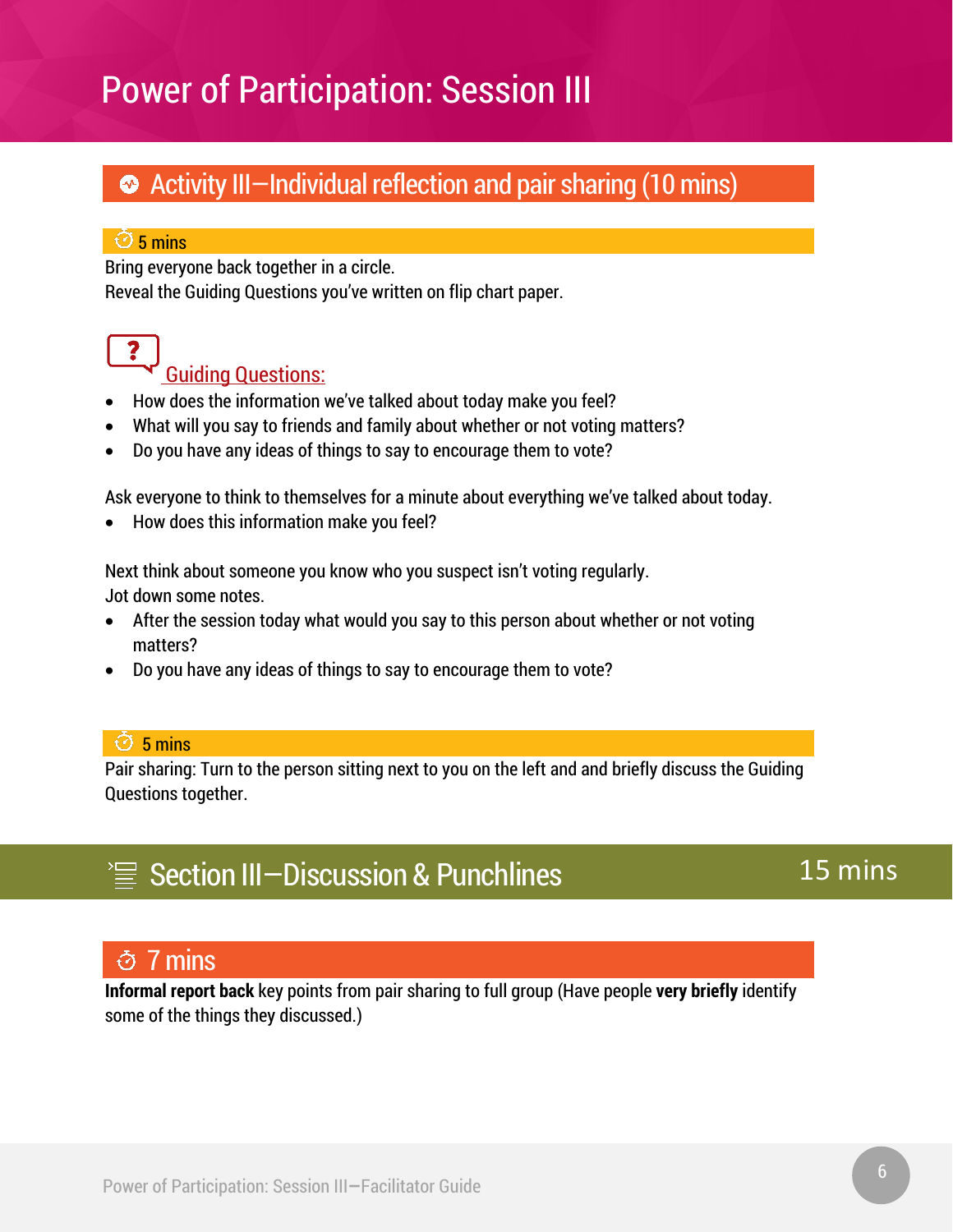# Power of Participation: Session III

## Activity III—Individual reflection and pair sharing (10 mins)

**5 mins**

Bring everyone back together in a circle.
Reveal the Guiding Questions you've written on flip chart paper.

**Guiding Questions:**

- How does the information we've talked about today make you feel?
- What will you say to friends and family about whether or not voting matters?
- Do you have any ideas of things to say to encourage them to vote?

Ask everyone to think to themselves for a minute about everything we've talked about today.

- How does this information make you feel?

Next think about someone you know who you suspect isn't voting regularly.
Jot down some notes.

- After the session today what would you say to this person about whether or not voting matters?
- Do you have any ideas of things to say to encourage them to vote?

**5 mins**

Pair sharing: Turn to the person sitting next to you on the left and and briefly discuss the Guiding Questions together.

## Section III—Discussion & Punchlines 15 mins

### 7 mins

**Informal report back** key points from pair sharing to full group (Have people **very briefly** identify some of the things they discussed.)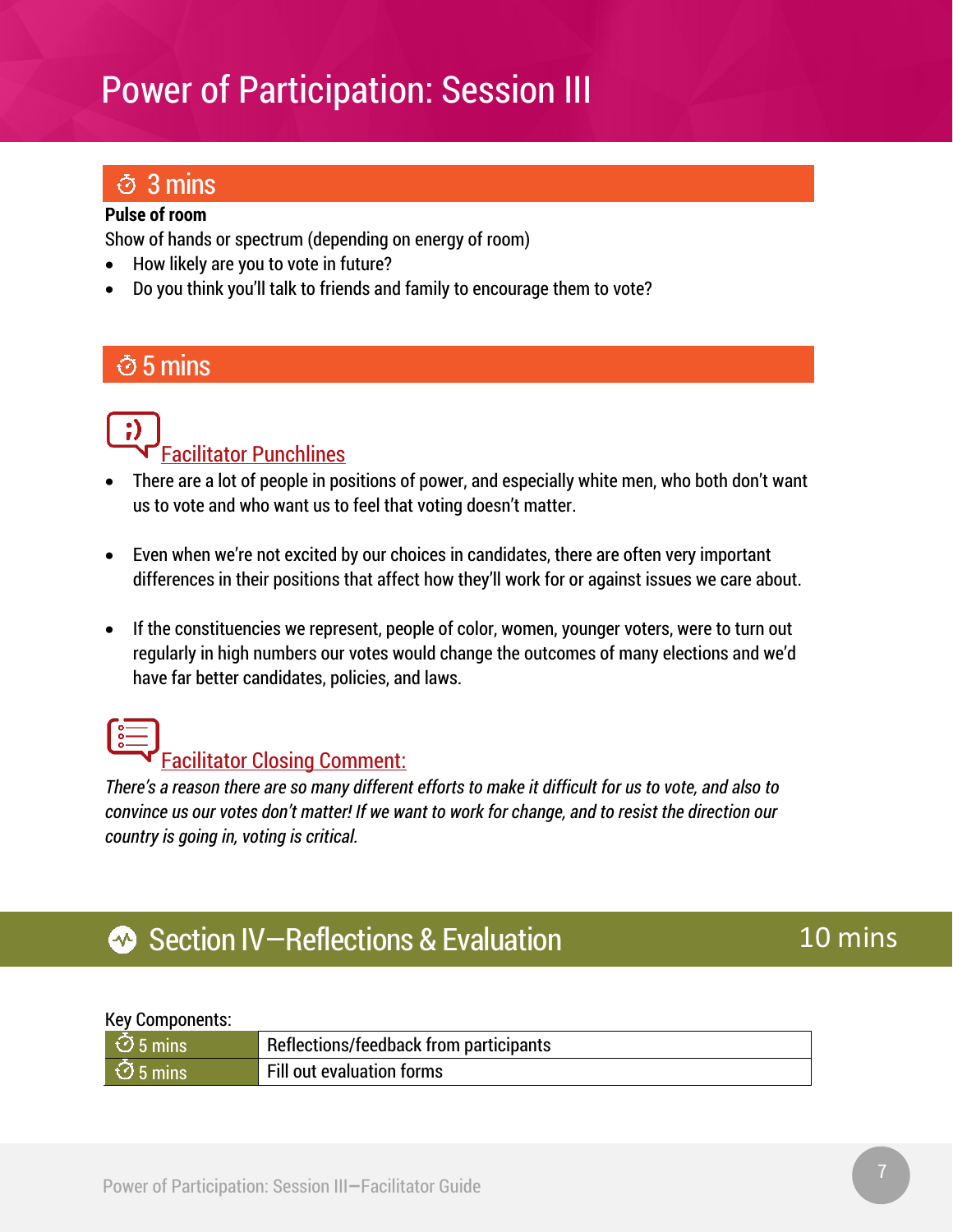# Power of Participation: Session III

## 3 mins

**Pulse of room**

Show of hands or spectrum (depending on energy of room)

- How likely are you to vote in future?
- Do you think you'll talk to friends and family to encourage them to vote?

## 5 mins

### Facilitator Punchlines

- There are a lot of people in positions of power, and especially white men, who both don't want us to vote and who want us to feel that voting doesn't matter.
- Even when we're not excited by our choices in candidates, there are often very important differences in their positions that affect how they'll work for or against issues we care about.
- If the constituencies we represent, people of color, women, younger voters, were to turn out regularly in high numbers our votes would change the outcomes of many elections and we'd have far better candidates, policies, and laws.

### Facilitator Closing Comment:

*There's a reason there are so many different efforts to make it difficult for us to vote, and also to convince us our votes don't matter! If we want to work for change, and to resist the direction our country is going in, voting is critical.*

## Section IV—Reflections & Evaluation — 10 mins

Key Components:

| | |
|---|---|
| 5 mins | Reflections/feedback from participants |
| 5 mins | Fill out evaluation forms |